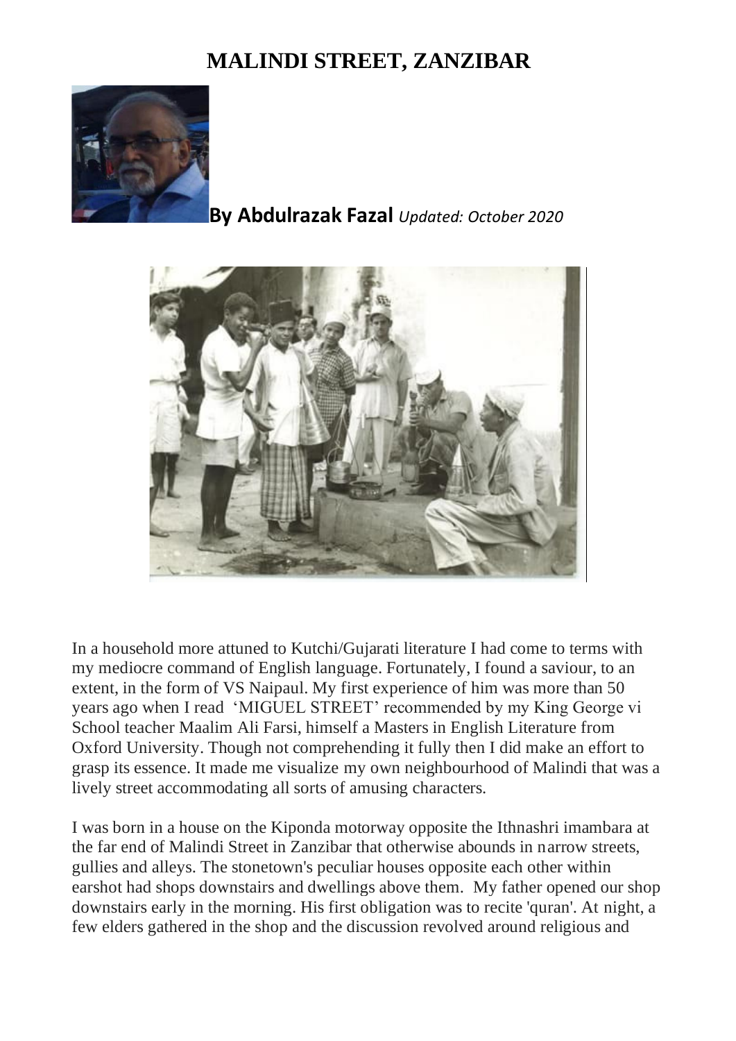# MALINDI STREET, ZANZIBAR

**By Abdulrazak Fazal** *Updated: October 2020*

In a household more attuned to Kutchi/Gujarati literature I had come to terms with my mediocre command of English language. Fortunately, I found a saviour, to an extent, in the form of VS Naipaul. My first experience of him was more than 50 years ago when I read 'MIGUEL STREET' recommended by my King George vi School teacher Maalim Ali Farsi, himself a Masters in English Literature from Oxford University. Though not comprehending it fully then I did make an effort to grasp its essence. It made me visualize my own neighbourhood of Malindi that was a lively street accommodating all sorts of amusing characters.

I was born in a house on the Kiponda motorway opposite the Ithnashri imambara at the far end of Malindi Street in Zanzibar that otherwise abounds in narrow streets, gullies and alleys. The stonetown's peculiar houses opposite each other within earshot had shops downstairs and dwellings above them. My father opened our shop downstairs early in the morning. His first obligation was to recite 'quran'. At night, a few elders gathered in the shop and the discussion revolved around religious and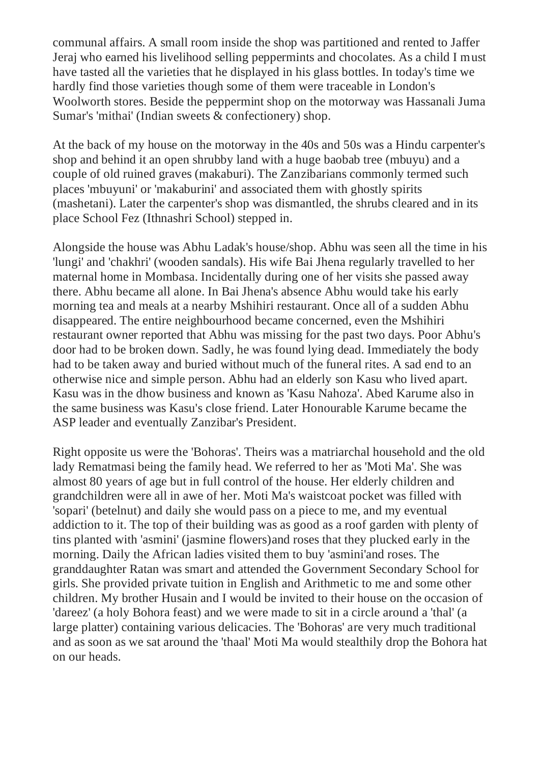communal affairs. A small room inside the shop was partitioned and rented to Jaffer Jeraj who earned his livelihood selling peppermints and chocolates. As a child I must have tasted all the varieties that he displayed in his glass bottles. In today's time we hardly find those varieties though some of them were traceable in London's Woolworth stores. Beside the peppermint shop on the motorway was Hassanali Juma Sumar's 'mithai' (Indian sweets & confectionery) shop.

At the back of my house on the motorway in the 40s and 50s was a Hindu carpenter's shop and behind it an open shrubby land with a huge baobab tree (mbuyu) and a couple of old ruined graves (makaburi). The Zanzibarians commonly termed such places 'mbuyuni' or 'makaburini' and associated them with ghostly spirits (mashetani). Later the carpenter's shop was dismantled, the shrubs cleared and in its place School Fez (Ithnashri School) stepped in.

Alongside the house was Abhu Ladak's house/shop. Abhu was seen all the time in his 'lungi' and 'chakhri' (wooden sandals). His wife Bai Jhena regularly travelled to her maternal home in Mombasa. Incidentally during one of her visits she passed away there. Abhu became all alone. In Bai Jhena's absence Abhu would take his early morning tea and meals at a nearby Mshihiri restaurant. Once all of a sudden Abhu disappeared. The entire neighbourhood became concerned, even the Mshihiri restaurant owner reported that Abhu was missing for the past two days. Poor Abhu's door had to be broken down. Sadly, he was found lying dead. Immediately the body had to be taken away and buried without much of the funeral rites. A sad end to an otherwise nice and simple person. Abhu had an elderly son Kasu who lived apart. Kasu was in the dhow business and known as 'Kasu Nahoza'. Abed Karume also in the same business was Kasu's close friend. Later Honourable Karume became the ASP leader and eventually Zanzibar's President.

Right opposite us were the 'Bohoras'. Theirs was a matriarchal household and the old lady Rematmasi being the family head. We referred to her as 'Moti Ma'. She was almost 80 years of age but in full control of the house. Her elderly children and grandchildren were all in awe of her. Moti Ma's waistcoat pocket was filled with 'sopari' (betelnut) and daily she would pass on a piece to me, and my eventual addiction to it. The top of their building was as good as a roof garden with plenty of tins planted with 'asmini' (jasmine flowers)and roses that they plucked early in the morning. Daily the African ladies visited them to buy 'asmini'and roses. The granddaughter Ratan was smart and attended the Government Secondary School for girls. She provided private tuition in English and Arithmetic to me and some other children. My brother Husain and I would be invited to their house on the occasion of 'dareez' (a holy Bohora feast) and we were made to sit in a circle around a 'thal' (a large platter) containing various delicacies. The 'Bohoras' are very much traditional and as soon as we sat around the 'thaal' Moti Ma would stealthily drop the Bohora hat on our heads.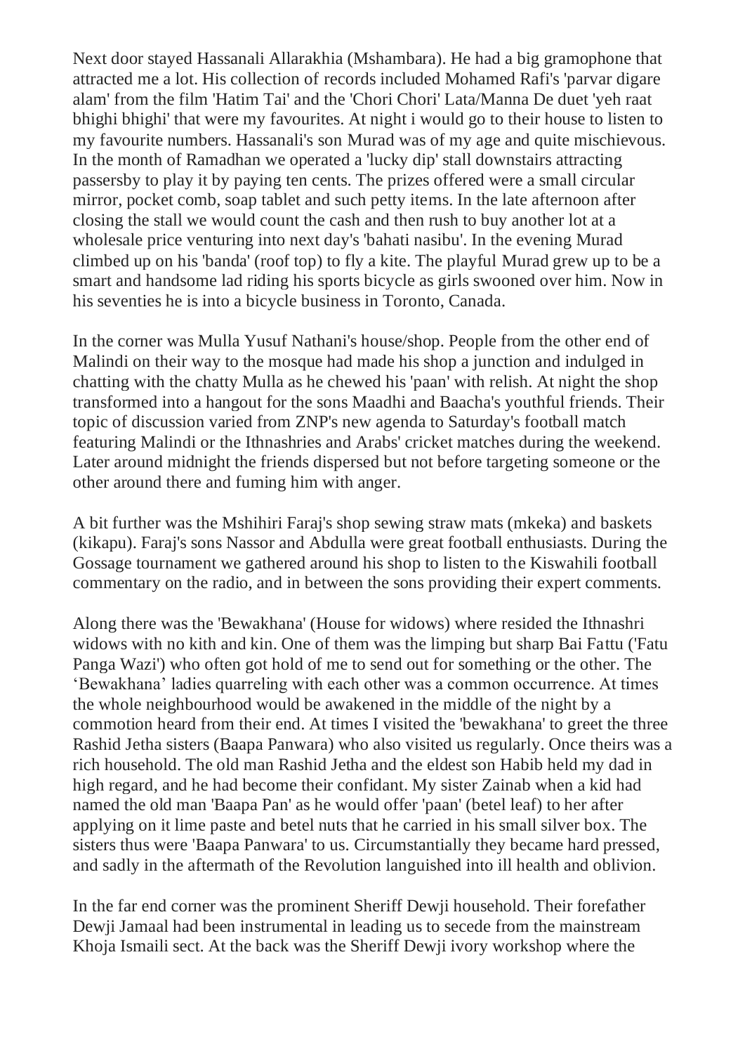Next door stayed Hassanali Allarakhia (Mshambara). He had a big gramophone that attracted me a lot. His collection of records included Mohamed Rafi's 'parvar digare alam' from the film 'Hatim Tai' and the 'Chori Chori' Lata/Manna De duet 'yeh raat bhighi bhighi' that were my favourites. At night i would go to their house to listen to my favourite numbers. Hassanali's son Murad was of my age and quite mischievous. In the month of Ramadhan we operated a 'lucky dip' stall downstairs attracting passersby to play it by paying ten cents. The prizes offered were a small circular mirror, pocket comb, soap tablet and such petty items. In the late afternoon after closing the stall we would count the cash and then rush to buy another lot at a wholesale price venturing into next day's 'bahati nasibu'. In the evening Murad climbed up on his 'banda' (roof top) to fly a kite. The playful Murad grew up to be a smart and handsome lad riding his sports bicycle as girls swooned over him. Now in his seventies he is into a bicycle business in Toronto, Canada.

In the corner was Mulla Yusuf Nathani's house/shop. People from the other end of Malindi on their way to the mosque had made his shop a junction and indulged in chatting with the chatty Mulla as he chewed his 'paan' with relish. At night the shop transformed into a hangout for the sons Maadhi and Baacha's youthful friends. Their topic of discussion varied from ZNP's new agenda to Saturday's football match featuring Malindi or the Ithnashries and Arabs' cricket matches during the weekend. Later around midnight the friends dispersed but not before targeting someone or the other around there and fuming him with anger.

A bit further was the Mshihiri Faraj's shop sewing straw mats (mkeka) and baskets (kikapu). Faraj's sons Nassor and Abdulla were great football enthusiasts. During the Gossage tournament we gathered around his shop to listen to the Kiswahili football commentary on the radio, and in between the sons providing their expert comments.

Along there was the 'Bewakhana' (House for widows) where resided the Ithnashri widows with no kith and kin. One of them was the limping but sharp Bai Fattu ('Fatu Panga Wazi') who often got hold of me to send out for something or the other. The 'Bewakhana' ladies quarreling with each other was a common occurrence. At times the whole neighbourhood would be awakened in the middle of the night by a commotion heard from their end. At times I visited the 'bewakhana' to greet the three Rashid Jetha sisters (Baapa Panwara) who also visited us regularly. Once theirs was a rich household. The old man Rashid Jetha and the eldest son Habib held my dad in high regard, and he had become their confidant. My sister Zainab when a kid had named the old man 'Baapa Pan' as he would offer 'paan' (betel leaf) to her after applying on it lime paste and betel nuts that he carried in his small silver box. The sisters thus were 'Baapa Panwara' to us. Circumstantially they became hard pressed, and sadly in the aftermath of the Revolution languished into ill health and oblivion.

In the far end corner was the prominent Sheriff Dewji household. Their forefather Dewji Jamaal had been instrumental in leading us to secede from the mainstream Khoja Ismaili sect. At the back was the Sheriff Dewji ivory workshop where the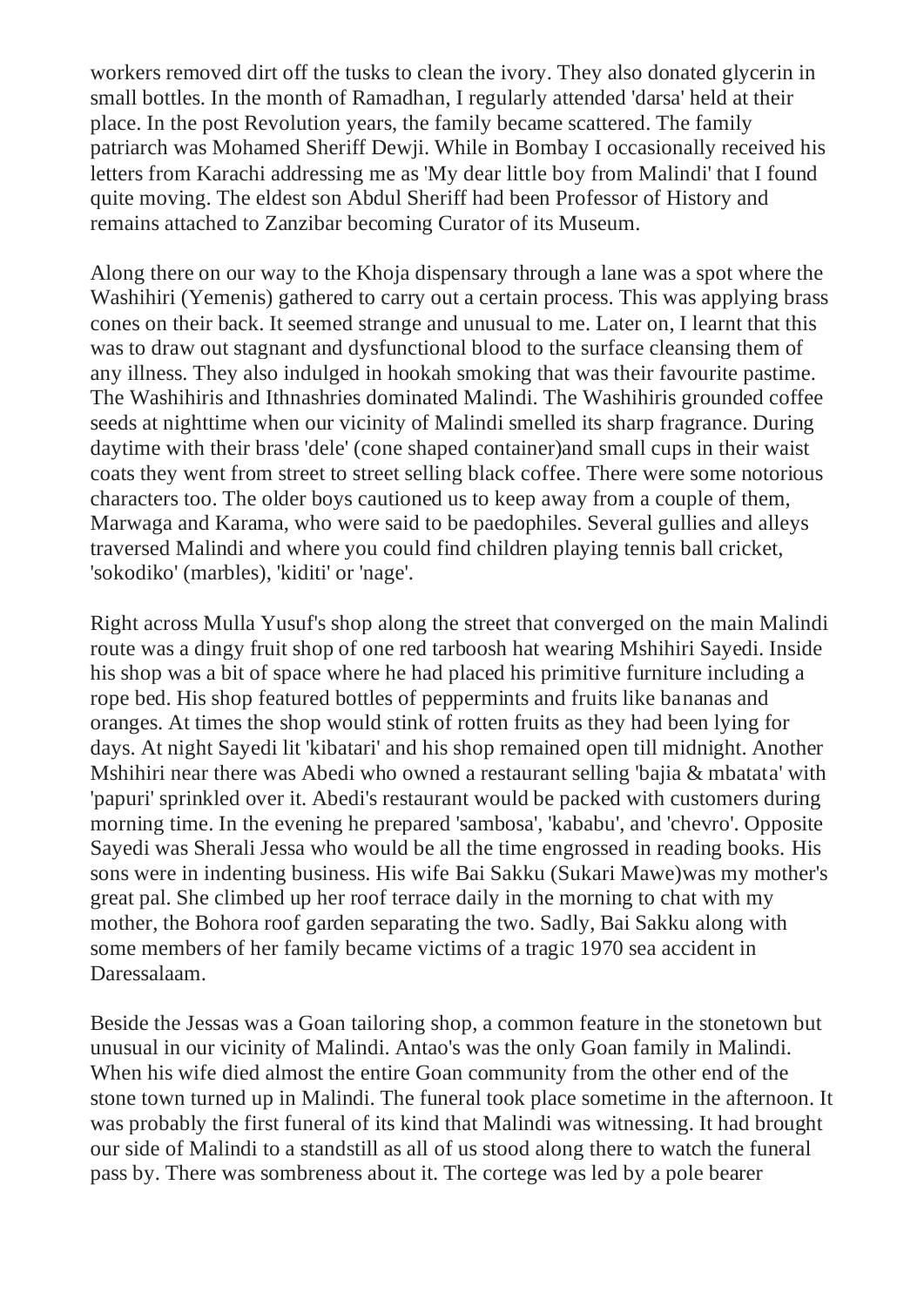workers removed dirt off the tusks to clean the ivory. They also donated glycerin in small bottles. In the month of Ramadhan, I regularly attended 'darsa' held at their place. In the post Revolution years, the family became scattered. The family patriarch was Mohamed Sheriff Dewji. While in Bombay I occasionally received his letters from Karachi addressing me as 'My dear little boy from Malindi' that I found quite moving. The eldest son Abdul Sheriff had been Professor of History and remains attached to Zanzibar becoming Curator of its Museum.

Along there on our way to the Khoja dispensary through a lane was a spot where the Washihiri (Yemenis) gathered to carry out a certain process. This was applying brass cones on their back. It seemed strange and unusual to me. Later on, I learnt that this was to draw out stagnant and dysfunctional blood to the surface cleansing them of any illness. They also indulged in hookah smoking that was their favourite pastime. The Washihiris and Ithnashries dominated Malindi. The Washihiris grounded coffee seeds at nighttime when our vicinity of Malindi smelled its sharp fragrance. During daytime with their brass 'dele' (cone shaped container)and small cups in their waist coats they went from street to street selling black coffee. There were some notorious characters too. The older boys cautioned us to keep away from a couple of them, Marwaga and Karama, who were said to be paedophiles. Several gullies and alleys traversed Malindi and where you could find children playing tennis ball cricket, 'sokodiko' (marbles), 'kiditi' or 'nage'.

Right across Mulla Yusuf's shop along the street that converged on the main Malindi route was a dingy fruit shop of one red tarboosh hat wearing Mshihiri Sayedi. Inside his shop was a bit of space where he had placed his primitive furniture including a rope bed. His shop featured bottles of peppermints and fruits like bananas and oranges. At times the shop would stink of rotten fruits as they had been lying for days. At night Sayedi lit 'kibatari' and his shop remained open till midnight. Another Mshihiri near there was Abedi who owned a restaurant selling 'bajia & mbatata' with 'papuri' sprinkled over it. Abedi's restaurant would be packed with customers during morning time. In the evening he prepared 'sambosa', 'kababu', and 'chevro'. Opposite Sayedi was Sherali Jessa who would be all the time engrossed in reading books. His sons were in indenting business. His wife Bai Sakku (Sukari Mawe)was my mother's great pal. She climbed up her roof terrace daily in the morning to chat with my mother, the Bohora roof garden separating the two. Sadly, Bai Sakku along with some members of her family became victims of a tragic 1970 sea accident in Daressalaam.

Beside the Jessas was a Goan tailoring shop, a common feature in the stonetown but unusual in our vicinity of Malindi. Antao's was the only Goan family in Malindi. When his wife died almost the entire Goan community from the other end of the stone town turned up in Malindi. The funeral took place sometime in the afternoon. It was probably the first funeral of its kind that Malindi was witnessing. It had brought our side of Malindi to a standstill as all of us stood along there to watch the funeral pass by. There was sombreness about it. The cortege was led by a pole bearer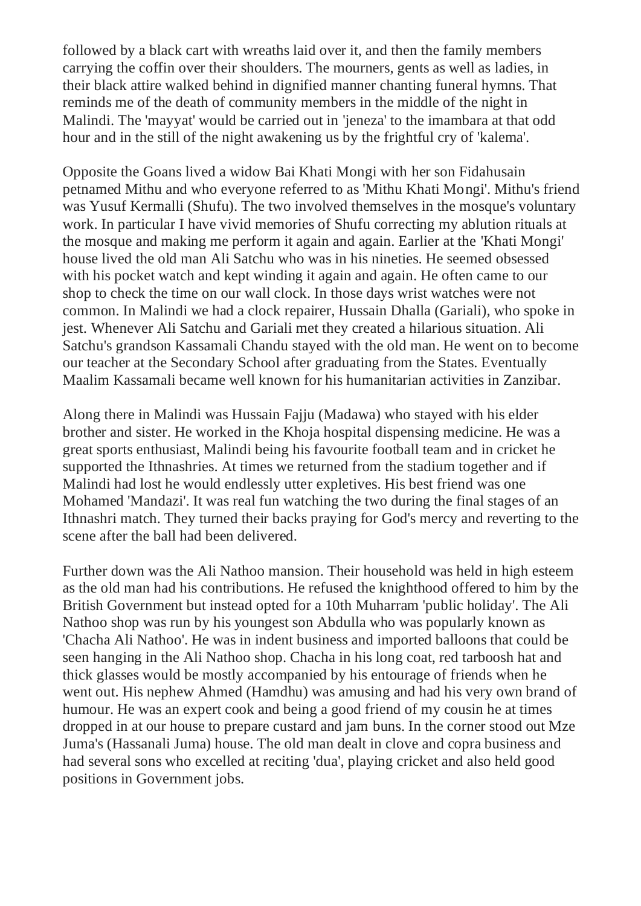followed by a black cart with wreaths laid over it, and then the family members carrying the coffin over their shoulders. The mourners, gents as well as ladies, in their black attire walked behind in dignified manner chanting funeral hymns. That reminds me of the death of community members in the middle of the night in Malindi. The 'mayyat' would be carried out in 'jeneza' to the imambara at that odd hour and in the still of the night awakening us by the frightful cry of 'kalema'.

Opposite the Goans lived a widow Bai Khati Mongi with her son Fidahusain petnamed Mithu and who everyone referred to as 'Mithu Khati Mongi'. Mithu's friend was Yusuf Kermalli (Shufu). The two involved themselves in the mosque's voluntary work. In particular I have vivid memories of Shufu correcting my ablution rituals at the mosque and making me perform it again and again. Earlier at the 'Khati Mongi' house lived the old man Ali Satchu who was in his nineties. He seemed obsessed with his pocket watch and kept winding it again and again. He often came to our shop to check the time on our wall clock. In those days wrist watches were not common. In Malindi we had a clock repairer, Hussain Dhalla (Gariali), who spoke in jest. Whenever Ali Satchu and Gariali met they created a hilarious situation. Ali Satchu's grandson Kassamali Chandu stayed with the old man. He went on to become our teacher at the Secondary School after graduating from the States. Eventually Maalim Kassamali became well known for his humanitarian activities in Zanzibar.

Along there in Malindi was Hussain Fajju (Madawa) who stayed with his elder brother and sister. He worked in the Khoja hospital dispensing medicine. He was a great sports enthusiast, Malindi being his favourite football team and in cricket he supported the Ithnashries. At times we returned from the stadium together and if Malindi had lost he would endlessly utter expletives. His best friend was one Mohamed 'Mandazi'. It was real fun watching the two during the final stages of an Ithnashri match. They turned their backs praying for God's mercy and reverting to the scene after the ball had been delivered.

Further down was the Ali Nathoo mansion. Their household was held in high esteem as the old man had his contributions. He refused the knighthood offered to him by the British Government but instead opted for a 10th Muharram 'public holiday'. The Ali Nathoo shop was run by his youngest son Abdulla who was popularly known as 'Chacha Ali Nathoo'. He was in indent business and imported balloons that could be seen hanging in the Ali Nathoo shop. Chacha in his long coat, red tarboosh hat and thick glasses would be mostly accompanied by his entourage of friends when he went out. His nephew Ahmed (Hamdhu) was amusing and had his very own brand of humour. He was an expert cook and being a good friend of my cousin he at times dropped in at our house to prepare custard and jam buns. In the corner stood out Mze Juma's (Hassanali Juma) house. The old man dealt in clove and copra business and had several sons who excelled at reciting 'dua', playing cricket and also held good positions in Government jobs.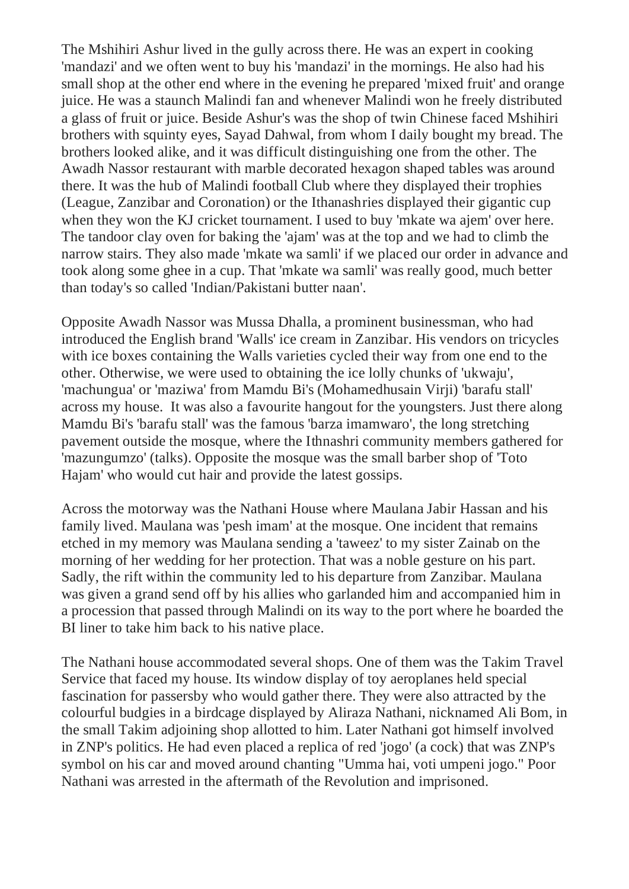The Mshihiri Ashur lived in the gully across there. He was an expert in cooking 'mandazi' and we often went to buy his 'mandazi' in the mornings. He also had his small shop at the other end where in the evening he prepared 'mixed fruit' and orange juice. He was a staunch Malindi fan and whenever Malindi won he freely distributed a glass of fruit or juice. Beside Ashur's was the shop of twin Chinese faced Mshihiri brothers with squinty eyes, Sayad Dahwal, from whom I daily bought my bread. The brothers looked alike, and it was difficult distinguishing one from the other. The Awadh Nassor restaurant with marble decorated hexagon shaped tables was around there. It was the hub of Malindi football Club where they displayed their trophies (League, Zanzibar and Coronation) or the Ithanashries displayed their gigantic cup when they won the KJ cricket tournament. I used to buy 'mkate wa ajem' over here. The tandoor clay oven for baking the 'ajam' was at the top and we had to climb the narrow stairs. They also made 'mkate wa samli' if we placed our order in advance and took along some ghee in a cup. That 'mkate wa samli' was really good, much better than today's so called 'Indian/Pakistani butter naan'.

Opposite Awadh Nassor was Mussa Dhalla, a prominent businessman, who had introduced the English brand 'Walls' ice cream in Zanzibar. His vendors on tricycles with ice boxes containing the Walls varieties cycled their way from one end to the other. Otherwise, we were used to obtaining the ice lolly chunks of 'ukwaju', 'machungua' or 'maziwa' from Mamdu Bi's (Mohamedhusain Virji) 'barafu stall' across my house. It was also a favourite hangout for the youngsters. Just there along Mamdu Bi's 'barafu stall' was the famous 'barza imamwaro', the long stretching pavement outside the mosque, where the Ithnashri community members gathered for 'mazungumzo' (talks). Opposite the mosque was the small barber shop of 'Toto Hajam' who would cut hair and provide the latest gossips.

Across the motorway was the Nathani House where Maulana Jabir Hassan and his family lived. Maulana was 'pesh imam' at the mosque. One incident that remains etched in my memory was Maulana sending a 'taweez' to my sister Zainab on the morning of her wedding for her protection. That was a noble gesture on his part. Sadly, the rift within the community led to his departure from Zanzibar. Maulana was given a grand send off by his allies who garlanded him and accompanied him in a procession that passed through Malindi on its way to the port where he boarded the BI liner to take him back to his native place.

The Nathani house accommodated several shops. One of them was the Takim Travel Service that faced my house. Its window display of toy aeroplanes held special fascination for passersby who would gather there. They were also attracted by the colourful budgies in a birdcage displayed by Aliraza Nathani, nicknamed Ali Bom, in the small Takim adjoining shop allotted to him. Later Nathani got himself involved in ZNP's politics. He had even placed a replica of red 'jogo' (a cock) that was ZNP's symbol on his car and moved around chanting "Umma hai, voti umpeni jogo." Poor Nathani was arrested in the aftermath of the Revolution and imprisoned.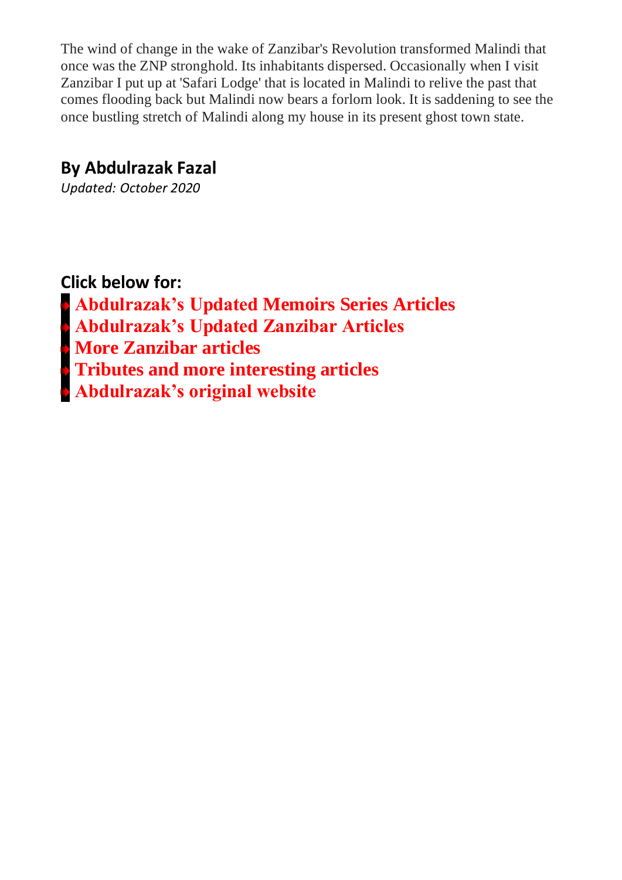The wind of change in the wake of Zanzibar's Revolution transformed Malindi that once was the ZNP stronghold. Its inhabitants dispersed. Occasionally when I visit Zanzibar I put up at 'Safari Lodge' that is located in Malindi to relive the past that comes flooding back but Malindi now bears a forlorn look. It is saddening to see the once bustling stretch of Malindi along my house in its present ghost town state.

**By Abdulrazak Fazal**

*Updated: October 2020*

**Click below for:**

- **Abdulrazak's Updated Memoirs Series Articles**
- **Abdulrazak's Updated Zanzibar Articles**
- **More Zanzibar articles**
- **Tributes and more interesting articles**
- **Abdulrazak's original website**